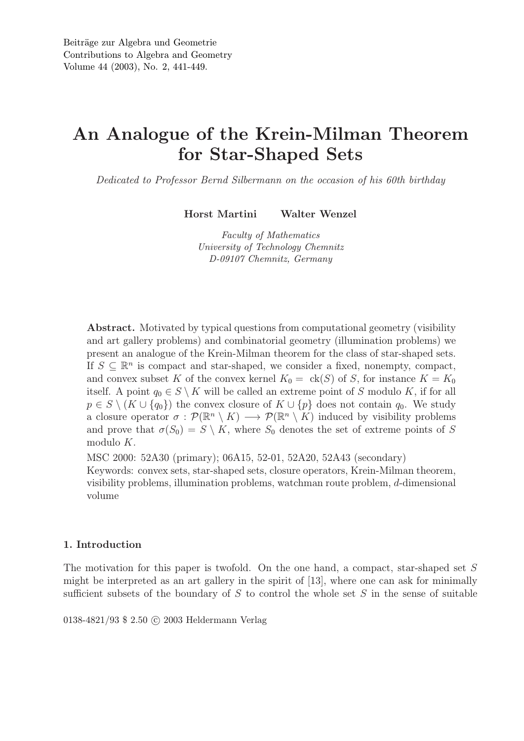Beiträge zur Algebra und Geometrie
Contributions to Algebra and Geometry
Volume 44 (2003), No. 2, 441-449.

# An Analogue of the Krein-Milman Theorem for Star-Shaped Sets

*Dedicated to Professor Bernd Silbermann on the occasion of his 60th birthday*

**Horst Martini** **Walter Wenzel**

*Faculty of Mathematics*
*University of Technology Chemnitz*
*D-09107 Chemnitz, Germany*

**Abstract.** Motivated by typical questions from computational geometry (visibility and art gallery problems) and combinatorial geometry (illumination problems) we present an analogue of the Krein-Milman theorem for the class of star-shaped sets. If $S \subseteq \mathbb{R}^n$ is compact and star-shaped, we consider a fixed, nonempty, compact, and convex subset $K$ of the convex kernel $K_0 = \operatorname{ck}(S)$ of $S$, for instance $K = K_0$ itself. A point $q_0 \in S \setminus K$ will be called an extreme point of $S$ modulo $K$, if for all $p \in S \setminus (K \cup \{q_0\})$ the convex closure of $K \cup \{p\}$ does not contain $q_0$. We study a closure operator $\sigma : \mathcal{P}(\mathbb{R}^n \setminus K) \longrightarrow \mathcal{P}(\mathbb{R}^n \setminus K)$ induced by visibility problems and prove that $\sigma(S_0) = S \setminus K$, where $S_0$ denotes the set of extreme points of $S$ modulo $K$.

MSC 2000: 52A30 (primary); 06A15, 52-01, 52A20, 52A43 (secondary)

Keywords: convex sets, star-shaped sets, closure operators, Krein-Milman theorem, visibility problems, illumination problems, watchman route problem, $d$-dimensional volume

## 1. Introduction

The motivation for this paper is twofold. On the one hand, a compact, star-shaped set $S$ might be interpreted as an art gallery in the spirit of [13], where one can ask for minimally sufficient subsets of the boundary of $S$ to control the whole set $S$ in the sense of suitable

0138-4821/93 \$ 2.50 © 2003 Heldermann Verlag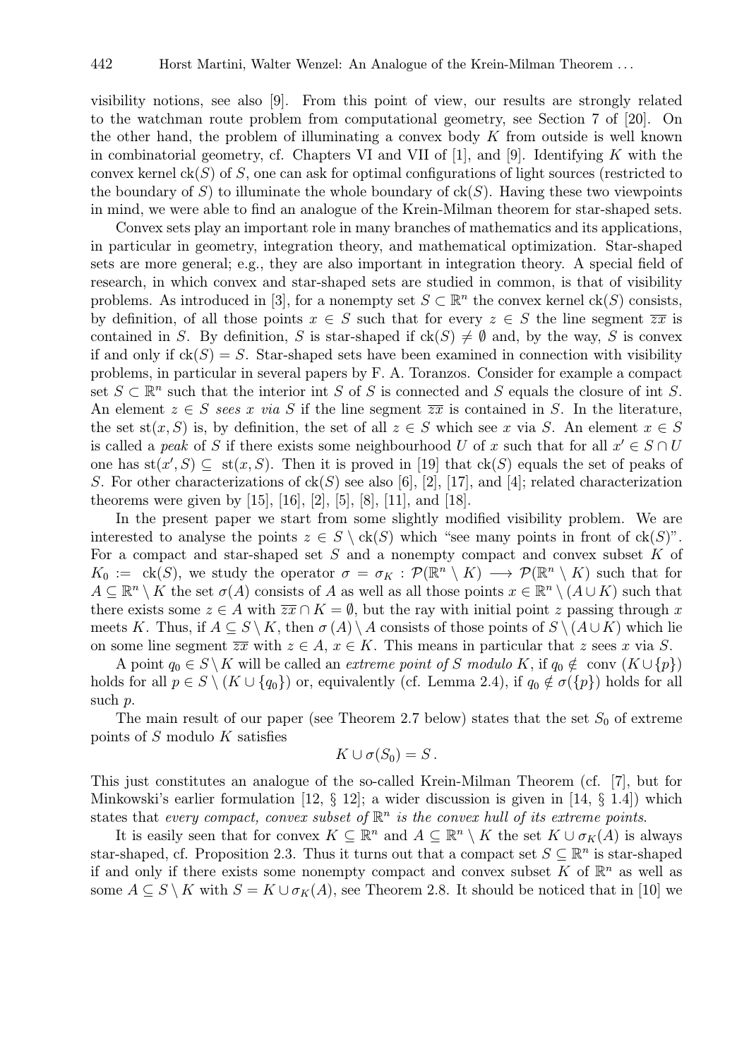visibility notions, see also [9]. From this point of view, our results are strongly related to the watchman route problem from computational geometry, see Section 7 of [20]. On the other hand, the problem of illuminating a convex body $K$ from outside is well known in combinatorial geometry, cf. Chapters VI and VII of [1], and [9]. Identifying $K$ with the convex kernel $\mathrm{ck}(S)$ of $S$, one can ask for optimal configurations of light sources (restricted to the boundary of $S$) to illuminate the whole boundary of $\mathrm{ck}(S)$. Having these two viewpoints in mind, we were able to find an analogue of the Krein-Milman theorem for star-shaped sets.

Convex sets play an important role in many branches of mathematics and its applications, in particular in geometry, integration theory, and mathematical optimization. Star-shaped sets are more general; e.g., they are also important in integration theory. A special field of research, in which convex and star-shaped sets are studied in common, is that of visibility problems. As introduced in [3], for a nonempty set $S \subset \mathbb{R}^n$ the convex kernel $\mathrm{ck}(S)$ consists, by definition, of all those points $x \in S$ such that for every $z \in S$ the line segment $\overline{zx}$ is contained in $S$. By definition, $S$ is star-shaped if $\mathrm{ck}(S) \neq \emptyset$ and, by the way, $S$ is convex if and only if $\mathrm{ck}(S) = S$. Star-shaped sets have been examined in connection with visibility problems, in particular in several papers by F. A. Toranzos. Consider for example a compact set $S \subset \mathbb{R}^n$ such that the interior int $S$ of $S$ is connected and $S$ equals the closure of int $S$. An element $z \in S$ *sees* $x$ *via* $S$ if the line segment $\overline{zx}$ is contained in $S$. In the literature, the set $\mathrm{st}(x, S)$ is, by definition, the set of all $z \in S$ which see $x$ via $S$. An element $x \in S$ is called a *peak* of $S$ if there exists some neighbourhood $U$ of $x$ such that for all $x' \in S \cap U$ one has $\mathrm{st}(x', S) \subseteq \mathrm{st}(x, S)$. Then it is proved in [19] that $\mathrm{ck}(S)$ equals the set of peaks of $S$. For other characterizations of $\mathrm{ck}(S)$ see also [6], [2], [17], and [4]; related characterization theorems were given by [15], [16], [2], [5], [8], [11], and [18].

In the present paper we start from some slightly modified visibility problem. We are interested to analyse the points $z \in S \setminus \mathrm{ck}(S)$ which "see many points in front of $\mathrm{ck}(S)$". For a compact and star-shaped set $S$ and a nonempty compact and convex subset $K$ of $K_0 := \mathrm{ck}(S)$, we study the operator $\sigma = \sigma_K : \mathcal{P}(\mathbb{R}^n \setminus K) \longrightarrow \mathcal{P}(\mathbb{R}^n \setminus K)$ such that for $A \subseteq \mathbb{R}^n \setminus K$ the set $\sigma(A)$ consists of $A$ as well as all those points $x \in \mathbb{R}^n \setminus (A \cup K)$ such that there exists some $z \in A$ with $\overline{zx} \cap K = \emptyset$, but the ray with initial point $z$ passing through $x$ meets $K$. Thus, if $A \subseteq S \setminus K$, then $\sigma(A) \setminus A$ consists of those points of $S \setminus (A \cup K)$ which lie on some line segment $\overline{zx}$ with $z \in A$, $x \in K$. This means in particular that $z$ sees $x$ via $S$.

A point $q_0 \in S \setminus K$ will be called an *extreme point of* $S$ *modulo* $K$, if $q_0 \notin \mathrm{conv}(K \cup \{p\})$ holds for all $p \in S \setminus (K \cup \{q_0\})$ or, equivalently (cf. Lemma 2.4), if $q_0 \notin \sigma(\{p\})$ holds for all such $p$.

The main result of our paper (see Theorem 2.7 below) states that the set $S_0$ of extreme points of $S$ modulo $K$ satisfies

$$K \cup \sigma(S_0) = S\,.$$

This just constitutes an analogue of the so-called Krein-Milman Theorem (cf. [7], but for Minkowski's earlier formulation [12, § 12]; a wider discussion is given in [14, § 1.4]) which states that *every compact, convex subset of* $\mathbb{R}^n$ *is the convex hull of its extreme points.*

It is easily seen that for convex $K \subseteq \mathbb{R}^n$ and $A \subseteq \mathbb{R}^n \setminus K$ the set $K \cup \sigma_K(A)$ is always star-shaped, cf. Proposition 2.3. Thus it turns out that a compact set $S \subseteq \mathbb{R}^n$ is star-shaped if and only if there exists some nonempty compact and convex subset $K$ of $\mathbb{R}^n$ as well as some $A \subseteq S \setminus K$ with $S = K \cup \sigma_K(A)$, see Theorem 2.8. It should be noticed that in [10] we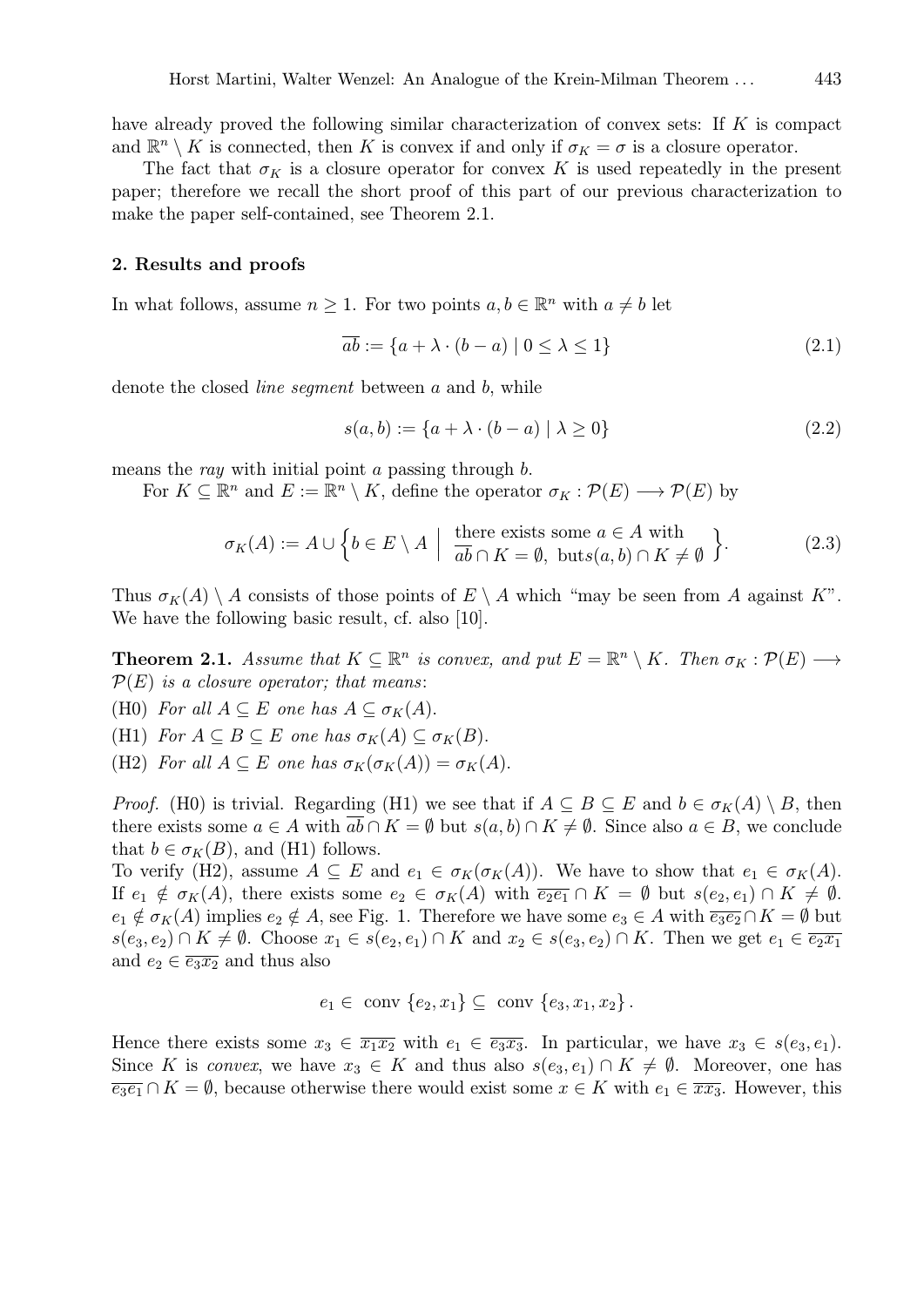have already proved the following similar characterization of convex sets: If $K$ is compact and $\mathbb{R}^n \setminus K$ is connected, then $K$ is convex if and only if $\sigma_K = \sigma$ is a closure operator.

The fact that $\sigma_K$ is a closure operator for convex $K$ is used repeatedly in the present paper; therefore we recall the short proof of this part of our previous characterization to make the paper self-contained, see Theorem 2.1.

## 2. Results and proofs

In what follows, assume $n \geq 1$. For two points $a, b \in \mathbb{R}^n$ with $a \neq b$ let

$$\overline{ab} := \{a + \lambda \cdot (b - a) \mid 0 \leq \lambda \leq 1\} \tag{2.1}$$

denote the closed *line segment* between $a$ and $b$, while

$$s(a, b) := \{a + \lambda \cdot (b - a) \mid \lambda \geq 0\} \tag{2.2}$$

means the *ray* with initial point $a$ passing through $b$.

For $K \subseteq \mathbb{R}^n$ and $E := \mathbb{R}^n \setminus K$, define the operator $\sigma_K : \mathcal{P}(E) \longrightarrow \mathcal{P}(E)$ by

$$\sigma_K(A) := A \cup \left\{ b \in E \setminus A \;\middle|\; \begin{array}{l} \text{there exists some } a \in A \text{ with} \\ \overline{ab} \cap K = \emptyset, \text{ but} s(a, b) \cap K \neq \emptyset \end{array} \right\}. \tag{2.3}$$

Thus $\sigma_K(A) \setminus A$ consists of those points of $E \setminus A$ which "may be seen from $A$ against $K$". We have the following basic result, cf. also [10].

**Theorem 2.1.** *Assume that $K \subseteq \mathbb{R}^n$ is convex, and put $E = \mathbb{R}^n \setminus K$. Then $\sigma_K : \mathcal{P}(E) \longrightarrow \mathcal{P}(E)$ is a closure operator; that means:*

(H0) *For all $A \subseteq E$ one has $A \subseteq \sigma_K(A)$.*

(H1) *For $A \subseteq B \subseteq E$ one has $\sigma_K(A) \subseteq \sigma_K(B)$.*

(H2) *For all $A \subseteq E$ one has $\sigma_K(\sigma_K(A)) = \sigma_K(A)$.*

*Proof.* (H0) is trivial. Regarding (H1) we see that if $A \subseteq B \subseteq E$ and $b \in \sigma_K(A) \setminus B$, then there exists some $a \in A$ with $\overline{ab} \cap K = \emptyset$ but $s(a, b) \cap K \neq \emptyset$. Since also $a \in B$, we conclude that $b \in \sigma_K(B)$, and (H1) follows.

To verify (H2), assume $A \subseteq E$ and $e_1 \in \sigma_K(\sigma_K(A))$. We have to show that $e_1 \in \sigma_K(A)$. If $e_1 \notin \sigma_K(A)$, there exists some $e_2 \in \sigma_K(A)$ with $\overline{e_2 e_1} \cap K = \emptyset$ but $s(e_2, e_1) \cap K \neq \emptyset$. $e_1 \notin \sigma_K(A)$ implies $e_2 \notin A$, see Fig. 1. Therefore we have some $e_3 \in A$ with $\overline{e_3 e_2} \cap K = \emptyset$ but $s(e_3, e_2) \cap K \neq \emptyset$. Choose $x_1 \in s(e_2, e_1) \cap K$ and $x_2 \in s(e_3, e_2) \cap K$. Then we get $e_1 \in \overline{e_2 x_1}$ and $e_2 \in \overline{e_3 x_2}$ and thus also

$$e_1 \in \text{ conv } \{e_2, x_1\} \subseteq \text{ conv } \{e_3, x_1, x_2\}.$$

Hence there exists some $x_3 \in \overline{x_1 x_2}$ with $e_1 \in \overline{e_3 x_3}$. In particular, we have $x_3 \in s(e_3, e_1)$. Since $K$ is *convex*, we have $x_3 \in K$ and thus also $s(e_3, e_1) \cap K \neq \emptyset$. Moreover, one has $\overline{e_3 e_1} \cap K = \emptyset$, because otherwise there would exist some $x \in K$ with $e_1 \in \overline{x x_3}$. However, this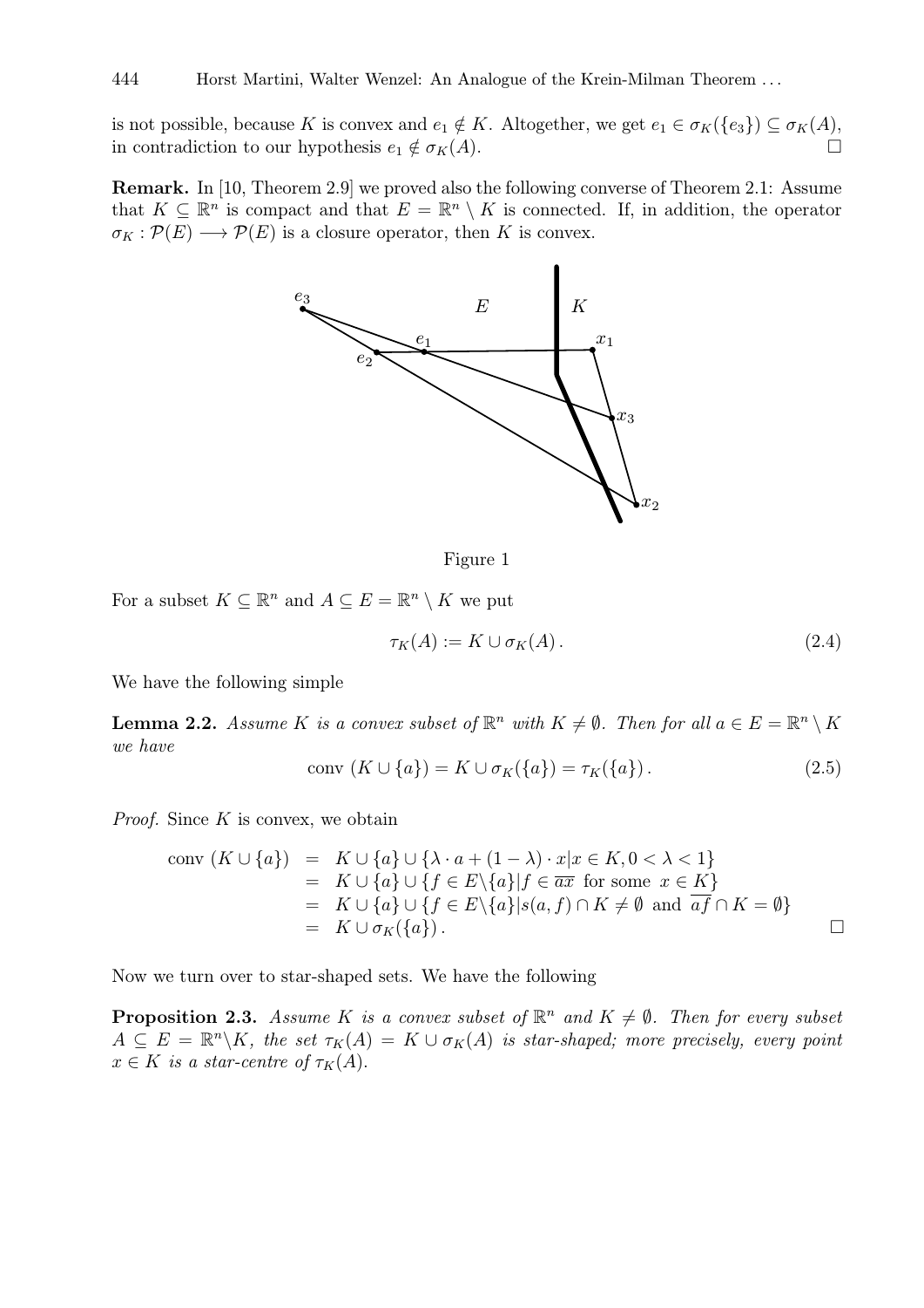is not possible, because $K$ is convex and $e_1 \notin K$. Altogether, we get $e_1 \in \sigma_K(\{e_3\}) \subseteq \sigma_K(A)$, in contradiction to our hypothesis $e_1 \notin \sigma_K(A)$. □

**Remark.** In [10, Theorem 2.9] we proved also the following converse of Theorem 2.1: Assume that $K \subseteq \mathbb{R}^n$ is compact and that $E = \mathbb{R}^n \setminus K$ is connected. If, in addition, the operator $\sigma_K : \mathcal{P}(E) \longrightarrow \mathcal{P}(E)$ is a closure operator, then $K$ is convex.

Figure 1

For a subset $K \subseteq \mathbb{R}^n$ and $A \subseteq E = \mathbb{R}^n \setminus K$ we put

$$\tau_K(A) := K \cup \sigma_K(A). \tag{2.4}$$

We have the following simple

**Lemma 2.2.** *Assume $K$ is a convex subset of $\mathbb{R}^n$ with $K \neq \emptyset$. Then for all $a \in E = \mathbb{R}^n \setminus K$ we have*

$$\operatorname{conv}\,(K \cup \{a\}) = K \cup \sigma_K(\{a\}) = \tau_K(\{a\}). \tag{2.5}$$

*Proof.* Since $K$ is convex, we obtain

$$\begin{aligned}
\operatorname{conv}\,(K \cup \{a\}) &= K \cup \{a\} \cup \{\lambda \cdot a + (1-\lambda) \cdot x \mid x \in K, 0 < \lambda < 1\} \\
&= K \cup \{a\} \cup \{f \in E \backslash \{a\} \mid f \in \overline{ax} \text{ for some } x \in K\} \\
&= K \cup \{a\} \cup \{f \in E \backslash \{a\} \mid s(a,f) \cap K \neq \emptyset \text{ and } \overline{af} \cap K = \emptyset\} \\
&= K \cup \sigma_K(\{a\}).
\end{aligned}$$

□

Now we turn over to star-shaped sets. We have the following

**Proposition 2.3.** *Assume $K$ is a convex subset of $\mathbb{R}^n$ and $K \neq \emptyset$. Then for every subset $A \subseteq E = \mathbb{R}^n \backslash K$, the set $\tau_K(A) = K \cup \sigma_K(A)$ is star-shaped; more precisely, every point $x \in K$ is a star-centre of $\tau_K(A)$.*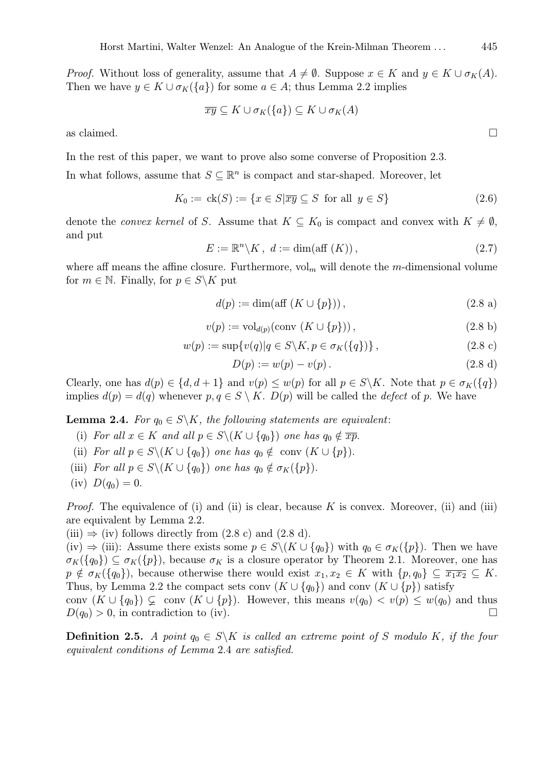*Proof.* Without loss of generality, assume that $A \neq \emptyset$. Suppose $x \in K$ and $y \in K \cup \sigma_K(A)$. Then we have $y \in K \cup \sigma_K(\{a\})$ for some $a \in A$; thus Lemma 2.2 implies

$$\overline{xy} \subseteq K \cup \sigma_K(\{a\}) \subseteq K \cup \sigma_K(A)$$

as claimed. $\square$

In the rest of this paper, we want to prove also some converse of Proposition 2.3.

In what follows, assume that $S \subseteq \mathbb{R}^n$ is compact and star-shaped. Moreover, let

$$K_0 := \operatorname{ck}(S) := \{x \in S | \overline{xy} \subseteq S \text{ for all } y \in S\} \tag{2.6}$$

denote the *convex kernel* of $S$. Assume that $K \subseteq K_0$ is compact and convex with $K \neq \emptyset$, and put

$$E := \mathbb{R}^n \backslash K\,,\; d := \dim(\operatorname{aff}\,(K))\,, \tag{2.7}$$

where aff means the affine closure. Furthermore, $\operatorname{vol}_m$ will denote the $m$-dimensional volume for $m \in \mathbb{N}$. Finally, for $p \in S \backslash K$ put

$$d(p) := \dim(\operatorname{aff}\,(K \cup \{p\}))\,, \tag{2.8 a}$$

$$v(p) := \operatorname{vol}_{d(p)}(\operatorname{conv}\,(K \cup \{p\}))\,, \tag{2.8 b}$$

$$w(p) := \sup\{v(q) | q \in S \backslash K, p \in \sigma_K(\{q\})\}\,, \tag{2.8 c}$$

$$D(p) := w(p) - v(p)\,. \tag{2.8 d}$$

Clearly, one has $d(p) \in \{d, d+1\}$ and $v(p) \leq w(p)$ for all $p \in S \backslash K$. Note that $p \in \sigma_K(\{q\})$ implies $d(p) = d(q)$ whenever $p, q \in S \setminus K$. $D(p)$ will be called the *defect* of $p$. We have

**Lemma 2.4.** *For $q_0 \in S \backslash K$, the following statements are equivalent:*

(i) *For all $x \in K$ and all $p \in S \backslash (K \cup \{q_0\})$ one has $q_0 \notin \overline{xp}$.*

(ii) *For all $p \in S \backslash (K \cup \{q_0\})$ one has $q_0 \notin \operatorname{conv}\,(K \cup \{p\})$.*

(iii) *For all $p \in S \backslash (K \cup \{q_0\})$ one has $q_0 \notin \sigma_K(\{p\})$.*

(iv) $D(q_0) = 0$.

*Proof.* The equivalence of (i) and (ii) is clear, because $K$ is convex. Moreover, (ii) and (iii) are equivalent by Lemma 2.2.

(iii) $\Rightarrow$ (iv) follows directly from (2.8 c) and (2.8 d).

(iv) $\Rightarrow$ (iii): Assume there exists some $p \in S \backslash (K \cup \{q_0\})$ with $q_0 \in \sigma_K(\{p\})$. Then we have $\sigma_K(\{q_0\}) \subseteq \sigma_K(\{p\})$, because $\sigma_K$ is a closure operator by Theorem 2.1. Moreover, one has $p \notin \sigma_K(\{q_0\})$, because otherwise there would exist $x_1, x_2 \in K$ with $\{p, q_0\} \subseteq \overline{x_1 x_2} \subseteq K$. Thus, by Lemma 2.2 the compact sets $\operatorname{conv}\,(K \cup \{q_0\})$ and $\operatorname{conv}\,(K \cup \{p\})$ satisfy $\operatorname{conv}\,(K \cup \{q_0\}) \subsetneq \operatorname{conv}\,(K \cup \{p\})$. However, this means $v(q_0) < v(p) \leq w(q_0)$ and thus $D(q_0) > 0$, in contradiction to (iv). $\square$

**Definition 2.5.** *A point $q_0 \in S \backslash K$ is called an extreme point of $S$ modulo $K$, if the four equivalent conditions of Lemma 2.4 are satisfied.*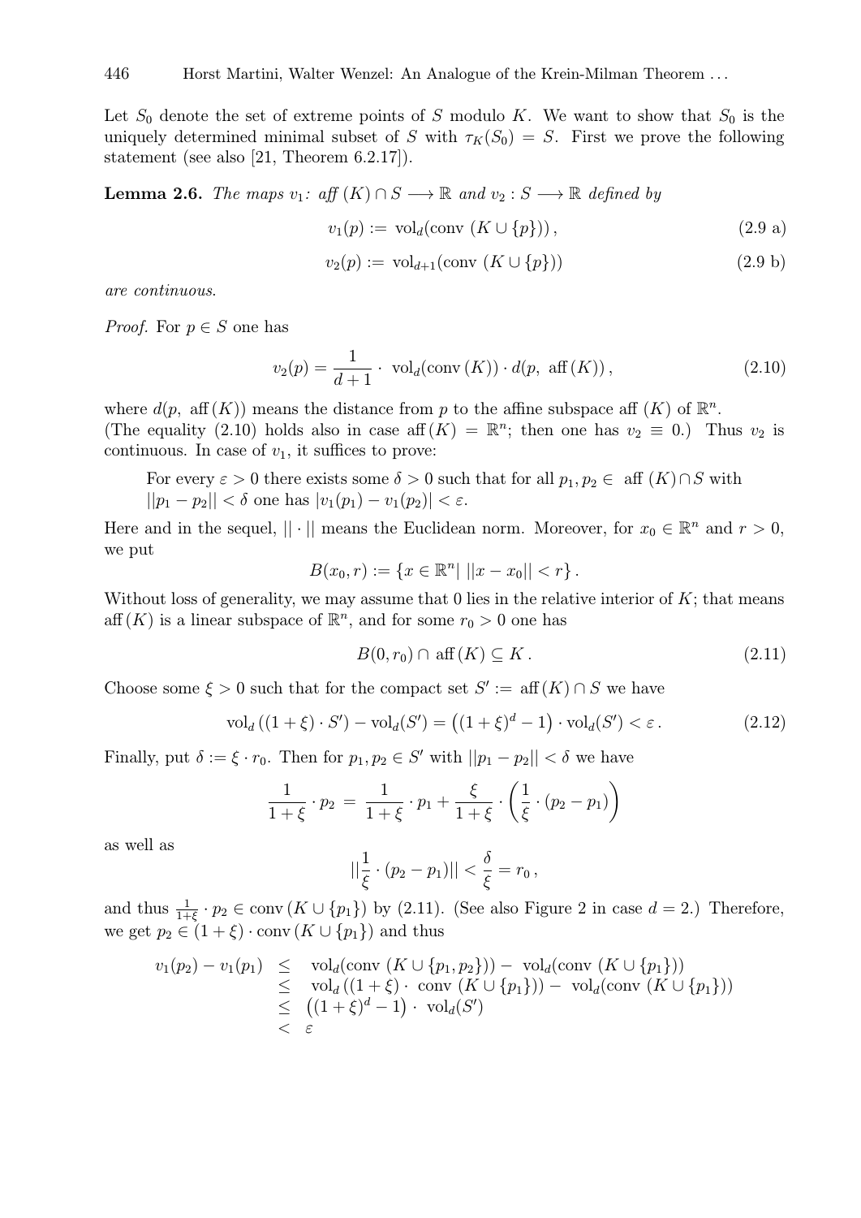Let $S_0$ denote the set of extreme points of $S$ modulo $K$. We want to show that $S_0$ is the uniquely determined minimal subset of $S$ with $\tau_K(S_0) = S$. First we prove the following statement (see also [21, Theorem 6.2.17]).

**Lemma 2.6.** *The maps $v_1$: $\mathit{aff}\,(K) \cap S \longrightarrow \mathbb{R}$ and $v_2 : S \longrightarrow \mathbb{R}$ defined by*

$$v_1(p) := \operatorname{vol}_d(\operatorname{conv}\,(K \cup \{p\}))\,, \tag{2.9 a}$$

$$v_2(p) := \operatorname{vol}_{d+1}(\operatorname{conv}\,(K \cup \{p\})) \tag{2.9 b}$$

*are continuous.*

*Proof.* For $p \in S$ one has

$$v_2(p) = \frac{1}{d+1} \cdot \operatorname{vol}_d(\operatorname{conv}(K)) \cdot d(p,\ \operatorname{aff}(K))\,, \tag{2.10}$$

where $d(p,\ \operatorname{aff}(K))$ means the distance from $p$ to the affine subspace aff $(K)$ of $\mathbb{R}^n$. (The equality (2.10) holds also in case $\operatorname{aff}(K) = \mathbb{R}^n$; then one has $v_2 \equiv 0$.) Thus $v_2$ is continuous. In case of $v_1$, it suffices to prove:

> For every $\varepsilon > 0$ there exists some $\delta > 0$ such that for all $p_1, p_2 \in$ aff $(K) \cap S$ with $||p_1 - p_2|| < \delta$ one has $|v_1(p_1) - v_1(p_2)| < \varepsilon$.

Here and in the sequel, $||\cdot||$ means the Euclidean norm. Moreover, for $x_0 \in \mathbb{R}^n$ and $r > 0$, we put

$$B(x_0, r) := \{x \in \mathbb{R}^n |\ ||x - x_0|| < r\}\,.$$

Without loss of generality, we may assume that 0 lies in the relative interior of $K$; that means $\operatorname{aff}(K)$ is a linear subspace of $\mathbb{R}^n$, and for some $r_0 > 0$ one has

$$B(0, r_0) \cap \operatorname{aff}(K) \subseteq K\,. \tag{2.11}$$

Choose some $\xi > 0$ such that for the compact set $S' :=$ aff $(K) \cap S$ we have

$$\operatorname{vol}_d\left((1+\xi)\cdot S'\right) - \operatorname{vol}_d(S') = \left((1+\xi)^d - 1\right)\cdot \operatorname{vol}_d(S') < \varepsilon\,. \tag{2.12}$$

Finally, put $\delta := \xi \cdot r_0$. Then for $p_1, p_2 \in S'$ with $||p_1 - p_2|| < \delta$ we have

$$\frac{1}{1+\xi}\cdot p_2 \;=\; \frac{1}{1+\xi}\cdot p_1 + \frac{\xi}{1+\xi}\cdot\left(\frac{1}{\xi}\cdot(p_2 - p_1)\right)$$

as well as

$$||\frac{1}{\xi}\cdot(p_2 - p_1)|| < \frac{\delta}{\xi} = r_0\,,$$

and thus $\frac{1}{1+\xi}\cdot p_2 \in \operatorname{conv}(K \cup \{p_1\})$ by (2.11). (See also Figure 2 in case $d = 2$.) Therefore, we get $p_2 \in (1+\xi)\cdot\operatorname{conv}(K \cup \{p_1\})$ and thus

$$\begin{aligned}
v_1(p_2) - v_1(p_1) &\le \operatorname{vol}_d(\operatorname{conv}\,(K \cup \{p_1, p_2\})) - \operatorname{vol}_d(\operatorname{conv}\,(K \cup \{p_1\})) \\
&\le \operatorname{vol}_d\left((1+\xi)\cdot\ \operatorname{conv}\,(K \cup \{p_1\})\right) - \operatorname{vol}_d(\operatorname{conv}\,(K \cup \{p_1\})) \\
&\le \left((1+\xi)^d - 1\right)\cdot\ \operatorname{vol}_d(S') \\
&< \varepsilon
\end{aligned}$$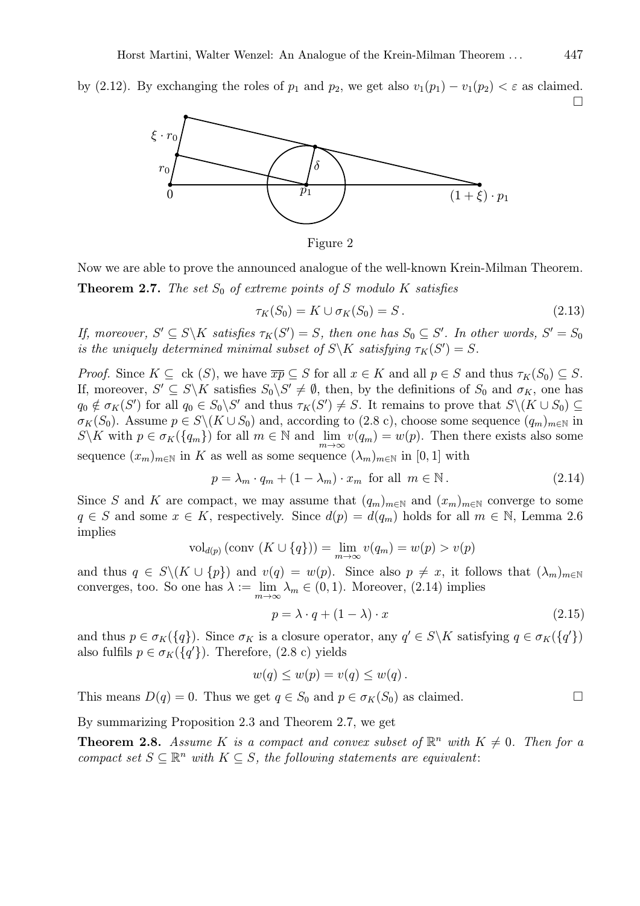by (2.12). By exchanging the roles of $p_1$ and $p_2$, we get also $v_1(p_1) - v_1(p_2) < \varepsilon$ as claimed. □

Figure 2

Now we are able to prove the announced analogue of the well-known Krein-Milman Theorem.

**Theorem 2.7.** *The set $S_0$ of extreme points of $S$ modulo $K$ satisfies*

$$\tau_K(S_0) = K \cup \sigma_K(S_0) = S\,. \tag{2.13}$$

*If, moreover, $S' \subseteq S \backslash K$ satisfies $\tau_K(S') = S$, then one has $S_0 \subseteq S'$. In other words, $S' = S_0$ is the uniquely determined minimal subset of $S\backslash K$ satisfying $\tau_K(S') = S$.*

*Proof.* Since $K \subseteq \text{ ck }(S)$, we have $\overline{xp} \subseteq S$ for all $x \in K$ and all $p \in S$ and thus $\tau_K(S_0) \subseteq S$. If, moreover, $S' \subseteq S\backslash K$ satisfies $S_0 \backslash S' \neq \emptyset$, then, by the definitions of $S_0$ and $\sigma_K$, one has $q_0 \notin \sigma_K(S')$ for all $q_0 \in S_0 \backslash S'$ and thus $\tau_K(S') \neq S$. It remains to prove that $S\backslash(K \cup S_0) \subseteq \sigma_K(S_0)$. Assume $p \in S\backslash(K \cup S_0)$ and, according to (2.8 c), choose some sequence $(q_m)_{m\in\mathbb{N}}$ in $S\backslash K$ with $p \in \sigma_K(\{q_m\})$ for all $m \in \mathbb{N}$ and $\lim\limits_{m\to\infty} v(q_m) = w(p)$. Then there exists also some sequence $(x_m)_{m\in\mathbb{N}}$ in $K$ as well as some sequence $(\lambda_m)_{m\in\mathbb{N}}$ in $[0,1]$ with

$$p = \lambda_m \cdot q_m + (1 - \lambda_m) \cdot x_m \text{ for all } m \in \mathbb{N}\,. \tag{2.14}$$

Since $S$ and $K$ are compact, we may assume that $(q_m)_{m\in\mathbb{N}}$ and $(x_m)_{m\in\mathbb{N}}$ converge to some $q \in S$ and some $x \in K$, respectively. Since $d(p) = d(q_m)$ holds for all $m \in \mathbb{N}$, Lemma 2.6 implies

$$\text{vol}_{d(p)}\,(\text{conv }(K \cup \{q\})) = \lim_{m\to\infty} v(q_m) = w(p) > v(p)$$

and thus $q \in S\backslash(K \cup \{p\})$ and $v(q) = w(p)$. Since also $p \neq x$, it follows that $(\lambda_m)_{m\in\mathbb{N}}$ converges, too. So one has $\lambda := \lim\limits_{m\to\infty} \lambda_m \in (0,1)$. Moreover, (2.14) implies

$$p = \lambda \cdot q + (1 - \lambda) \cdot x \tag{2.15}$$

and thus $p \in \sigma_K(\{q\})$. Since $\sigma_K$ is a closure operator, any $q' \in S\backslash K$ satisfying $q \in \sigma_K(\{q'\})$ also fulfils $p \in \sigma_K(\{q'\})$. Therefore, (2.8 c) yields

$$w(q) \le w(p) = v(q) \le w(q)\,.$$

This means $D(q) = 0$. Thus we get $q \in S_0$ and $p \in \sigma_K(S_0)$ as claimed. □

By summarizing Proposition 2.3 and Theorem 2.7, we get

**Theorem 2.8.** *Assume $K$ is a compact and convex subset of $\mathbb{R}^n$ with $K \neq 0$. Then for a compact set $S \subseteq \mathbb{R}^n$ with $K \subseteq S$, the following statements are equivalent*: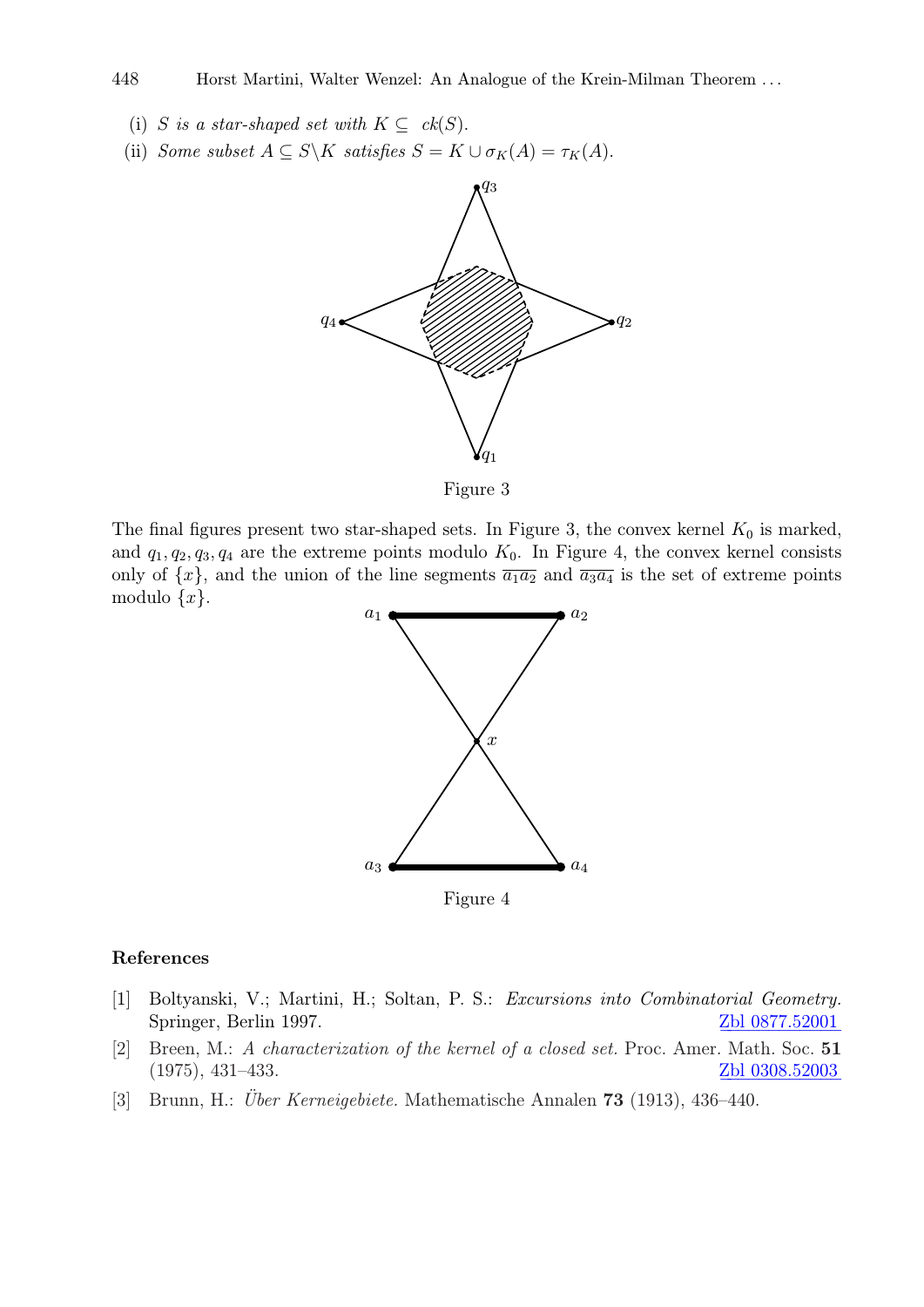(i) *$S$ is a star-shaped set with $K \subseteq ck(S)$.*

(ii) *Some subset $A \subseteq S \backslash K$ satisfies $S = K \cup \sigma_K(A) = \tau_K(A)$.*

Figure 3

The final figures present two star-shaped sets. In Figure 3, the convex kernel $K_0$ is marked, and $q_1, q_2, q_3, q_4$ are the extreme points modulo $K_0$. In Figure 4, the convex kernel consists only of $\{x\}$, and the union of the line segments $\overline{a_1 a_2}$ and $\overline{a_3 a_4}$ is the set of extreme points modulo $\{x\}$.

Figure 4

## References

[1] Boltyanski, V.; Martini, H.; Soltan, P. S.: *Excursions into Combinatorial Geometry.* Springer, Berlin 1997. Zbl 0877.52001

[2] Breen, M.: *A characterization of the kernel of a closed set.* Proc. Amer. Math. Soc. **51** (1975), 431–433. Zbl 0308.52003

[3] Brunn, H.: *Über Kerneigebiete.* Mathematische Annalen **73** (1913), 436–440.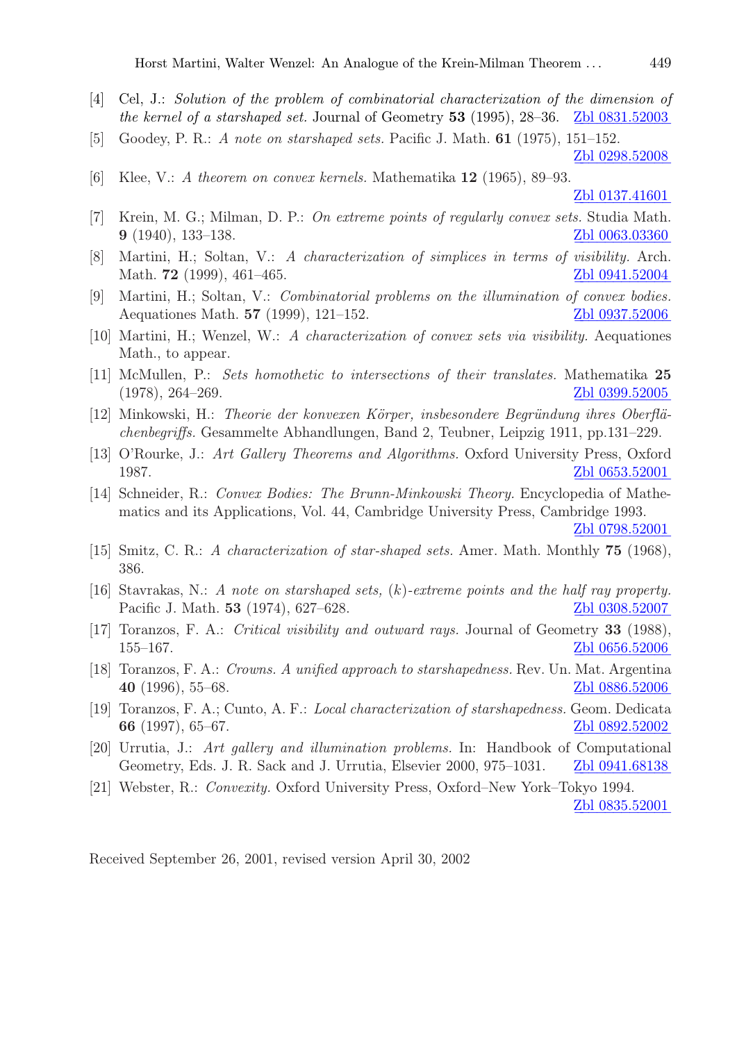[4] Cel, J.: *Solution of the problem of combinatorial characterization of the dimension of the kernel of a starshaped set.* Journal of Geometry **53** (1995), 28–36. Zbl 0831.52003

[5] Goodey, P. R.: *A note on starshaped sets.* Pacific J. Math. **61** (1975), 151–152. Zbl 0298.52008

[6] Klee, V.: *A theorem on convex kernels.* Mathematika **12** (1965), 89–93. Zbl 0137.41601

[7] Krein, M. G.; Milman, D. P.: *On extreme points of regularly convex sets.* Studia Math. **9** (1940), 133–138. Zbl 0063.03360

[8] Martini, H.; Soltan, V.: *A characterization of simplices in terms of visibility.* Arch. Math. **72** (1999), 461–465. Zbl 0941.52004

[9] Martini, H.; Soltan, V.: *Combinatorial problems on the illumination of convex bodies.* Aequationes Math. **57** (1999), 121–152. Zbl 0937.52006

[10] Martini, H.; Wenzel, W.: *A characterization of convex sets via visibility.* Aequationes Math., to appear.

[11] McMullen, P.: *Sets homothetic to intersections of their translates.* Mathematika **25** (1978), 264–269. Zbl 0399.52005

[12] Minkowski, H.: *Theorie der konvexen Körper, insbesondere Begründung ihres Oberflächenbegriffs.* Gesammelte Abhandlungen, Band 2, Teubner, Leipzig 1911, pp.131–229.

[13] O'Rourke, J.: *Art Gallery Theorems and Algorithms.* Oxford University Press, Oxford 1987. Zbl 0653.52001

[14] Schneider, R.: *Convex Bodies: The Brunn-Minkowski Theory.* Encyclopedia of Mathematics and its Applications, Vol. 44, Cambridge University Press, Cambridge 1993. Zbl 0798.52001

[15] Smitz, C. R.: *A characterization of star-shaped sets.* Amer. Math. Monthly **75** (1968), 386.

[16] Stavrakas, N.: *A note on starshaped sets, (k)-extreme points and the half ray property.* Pacific J. Math. **53** (1974), 627–628. Zbl 0308.52007

[17] Toranzos, F. A.: *Critical visibility and outward rays.* Journal of Geometry **33** (1988), 155–167. Zbl 0656.52006

[18] Toranzos, F. A.: *Crowns. A unified approach to starshapedness.* Rev. Un. Mat. Argentina **40** (1996), 55–68. Zbl 0886.52006

[19] Toranzos, F. A.; Cunto, A. F.: *Local characterization of starshapedness.* Geom. Dedicata **66** (1997), 65–67. Zbl 0892.52002

[20] Urrutia, J.: *Art gallery and illumination problems.* In: Handbook of Computational Geometry, Eds. J. R. Sack and J. Urrutia, Elsevier 2000, 975–1031. Zbl 0941.68138

[21] Webster, R.: *Convexity.* Oxford University Press, Oxford–New York–Tokyo 1994. Zbl 0835.52001

Received September 26, 2001, revised version April 30, 2002